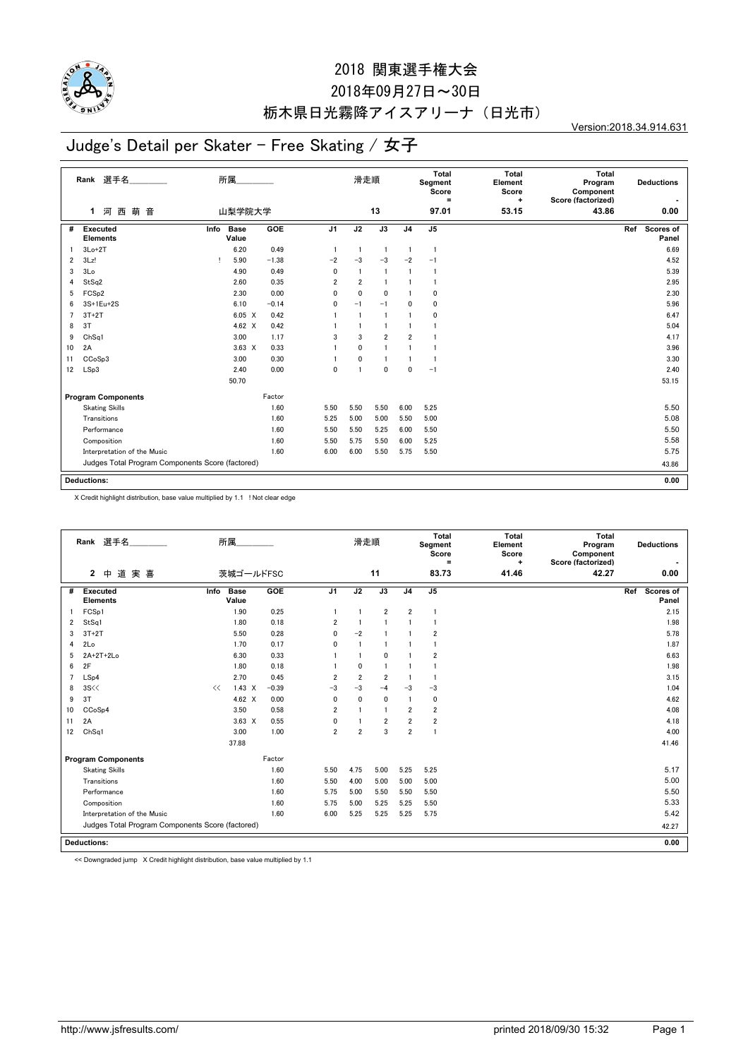# 2018 関東選手権大会

2018年09月27日～30日

栃木県日光霧降アイスアリーナ（日光市）

Version:2018.34.914.631

## Judge's Detail per Skater - Free Skating / 女子

| Rank | 選手名 | 所属 | 滑走順 | Total Segment Score = | Total Element Score + | Total Program Component Score (factorized) | Deductions - |
|---|---|---|---|---|---|---|---|
| 1 | 河 西 萌 音 | 山梨学院大学 | 13 | 97.01 | 53.15 | 43.86 | 0.00 |

| # | Executed Elements | Info | Base Value | | GOE | J1 | J2 | J3 | J4 | J5 | Ref | Scores of Panel |
|---|---|---|---|---|---|---|---|---|---|---|---|---|
| 1 | 3Lo+2T | | 6.20 | | 0.49 | 1 | 1 | 1 | 1 | 1 | | 6.69 |
| 2 | 3Lz! | ! | 5.90 | | −1.38 | −2 | −3 | −3 | −2 | −1 | | 4.52 |
| 3 | 3Lo | | 4.90 | | 0.49 | 0 | 1 | 1 | 1 | 1 | | 5.39 |
| 4 | StSq2 | | 2.60 | | 0.35 | 2 | 2 | 1 | 1 | 1 | | 2.95 |
| 5 | FCSp2 | | 2.30 | | 0.00 | 0 | 0 | 0 | 1 | 0 | | 2.30 |
| 6 | 3S+1Eu+2S | | 6.10 | | −0.14 | 0 | −1 | −1 | 0 | 0 | | 5.96 |
| 7 | 3T+2T | | 6.05 | X | 0.42 | 1 | 1 | 1 | 1 | 0 | | 6.47 |
| 8 | 3T | | 4.62 | X | 0.42 | 1 | 1 | 1 | 1 | 1 | | 5.04 |
| 9 | ChSq1 | | 3.00 | | 1.17 | 3 | 3 | 2 | 2 | 1 | | 4.17 |
| 10 | 2A | | 3.63 | X | 0.33 | 1 | 0 | 1 | 1 | 1 | | 3.96 |
| 11 | CCoSp3 | | 3.00 | | 0.30 | 1 | 0 | 1 | 1 | 1 | | 3.30 |
| 12 | LSp3 | | 2.40 | | 0.00 | 0 | 1 | 0 | 0 | −1 | | 2.40 |
| | | | 50.70 | | | | | | | | | 53.15 |

| Program Components | Factor | J1 | J2 | J3 | J4 | J5 | Scores of Panel |
|---|---|---|---|---|---|---|---|
| Skating Skills | 1.60 | 5.50 | 5.50 | 5.50 | 6.00 | 5.25 | 5.50 |
| Transitions | 1.60 | 5.25 | 5.00 | 5.00 | 5.50 | 5.00 | 5.08 |
| Performance | 1.60 | 5.50 | 5.50 | 5.25 | 6.00 | 5.50 | 5.50 |
| Composition | 1.60 | 5.50 | 5.75 | 5.50 | 6.00 | 5.25 | 5.58 |
| Interpretation of the Music | 1.60 | 6.00 | 6.00 | 5.50 | 5.75 | 5.50 | 5.75 |
| Judges Total Program Components Score (factored) | | | | | | | 43.86 |

**Deductions:** 0.00

X Credit highlight distribution, base value multiplied by 1.1 ! Not clear edge

| Rank | 選手名 | 所属 | 滑走順 | Total Segment Score = | Total Element Score + | Total Program Component Score (factorized) | Deductions - |
|---|---|---|---|---|---|---|---|
| 2 | 中 道 実 喜 | 茨城ゴールドFSC | 11 | 83.73 | 41.46 | 42.27 | 0.00 |

| # | Executed Elements | Info | Base Value | | GOE | J1 | J2 | J3 | J4 | J5 | Ref | Scores of Panel |
|---|---|---|---|---|---|---|---|---|---|---|---|---|
| 1 | FCSp1 | | 1.90 | | 0.25 | 1 | 1 | 2 | 2 | 1 | | 2.15 |
| 2 | StSq1 | | 1.80 | | 0.18 | 2 | 1 | 1 | 1 | 1 | | 1.98 |
| 3 | 3T+2T | | 5.50 | | 0.28 | 0 | −2 | 1 | 1 | 2 | | 5.78 |
| 4 | 2Lo | | 1.70 | | 0.17 | 0 | 1 | 1 | 1 | 1 | | 1.87 |
| 5 | 2A+2T+2Lo | | 6.30 | | 0.33 | 1 | 1 | 0 | 1 | 2 | | 6.63 |
| 6 | 2F | | 1.80 | | 0.18 | 1 | 0 | 1 | 1 | 1 | | 1.98 |
| 7 | LSp4 | | 2.70 | | 0.45 | 2 | 2 | 2 | 1 | 1 | | 3.15 |
| 8 | 3S<< | << | 1.43 | X | −0.39 | −3 | −3 | −4 | −3 | −3 | | 1.04 |
| 9 | 3T | | 4.62 | X | 0.00 | 0 | 0 | 0 | 1 | 0 | | 4.62 |
| 10 | CCoSp4 | | 3.50 | | 0.58 | 2 | 1 | 1 | 2 | 2 | | 4.08 |
| 11 | 2A | | 3.63 | X | 0.55 | 0 | 1 | 2 | 2 | 2 | | 4.18 |
| 12 | ChSq1 | | 3.00 | | 1.00 | 2 | 2 | 3 | 2 | 1 | | 4.00 |
| | | | 37.88 | | | | | | | | | 41.46 |

| Program Components | Factor | J1 | J2 | J3 | J4 | J5 | Scores of Panel |
|---|---|---|---|---|---|---|---|
| Skating Skills | 1.60 | 5.50 | 4.75 | 5.00 | 5.25 | 5.25 | 5.17 |
| Transitions | 1.60 | 5.50 | 4.00 | 5.00 | 5.00 | 5.00 | 5.00 |
| Performance | 1.60 | 5.75 | 5.00 | 5.50 | 5.50 | 5.50 | 5.50 |
| Composition | 1.60 | 5.75 | 5.00 | 5.25 | 5.25 | 5.50 | 5.33 |
| Interpretation of the Music | 1.60 | 6.00 | 5.25 | 5.25 | 5.25 | 5.75 | 5.42 |
| Judges Total Program Components Score (factored) | | | | | | | 42.27 |

**Deductions:** 0.00

<< Downgraded jump X Credit highlight distribution, base value multiplied by 1.1

http://www.jsfresults.com/ printed 2018/09/30 15:32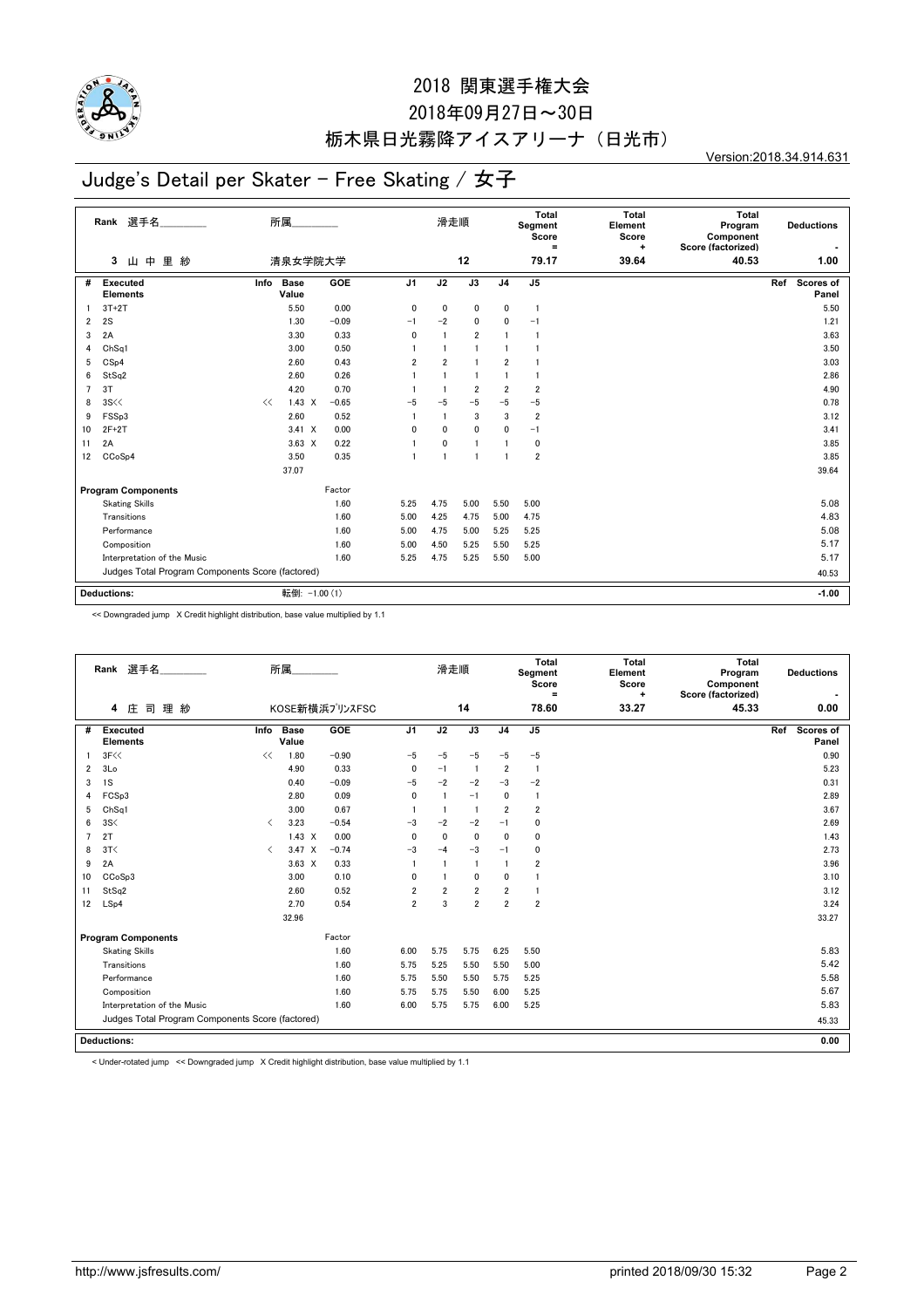# 2018 関東選手権大会

## 2018年09月27日～30日

## 栃木県日光霧降アイスアリーナ（日光市）

Version:2018.34.914.631

# Judge's Detail per Skater - Free Skating / 女子

| Rank | 選手名 | 所属 | 滑走順 | Total Segment Score = | Total Element Score + | Total Program Component Score (factorized) | Deductions - |
|---|---|---|---|---|---|---|---|
| 3 | 山 中 里 紗 | 清泉女学院大学 | 12 | 79.17 | 39.64 | 40.53 | 1.00 |

| # | Executed Elements | Info | Base Value | | GOE | J1 | J2 | J3 | J4 | J5 | Ref | Scores of Panel |
|---|---|---|---|---|---|---|---|---|---|---|---|---|
| 1 | 3T+2T | | 5.50 | | 0.00 | 0 | 0 | 0 | 0 | 1 | | 5.50 |
| 2 | 2S | | 1.30 | | −0.09 | −1 | −2 | 0 | 0 | −1 | | 1.21 |
| 3 | 2A | | 3.30 | | 0.33 | 0 | 1 | 2 | 1 | 1 | | 3.63 |
| 4 | ChSq1 | | 3.00 | | 0.50 | 1 | 1 | 1 | 1 | 1 | | 3.50 |
| 5 | CSp4 | | 2.60 | | 0.43 | 2 | 2 | 1 | 2 | 1 | | 3.03 |
| 6 | StSq2 | | 2.60 | | 0.26 | 1 | 1 | 1 | 1 | 1 | | 2.86 |
| 7 | 3T | | 4.20 | | 0.70 | 1 | 1 | 2 | 2 | 2 | | 4.90 |
| 8 | 3S<< | << | 1.43 | X | −0.65 | −5 | −5 | −5 | −5 | −5 | | 0.78 |
| 9 | FSSp3 | | 2.60 | | 0.52 | 1 | 1 | 3 | 3 | 2 | | 3.12 |
| 10 | 2F+2T | | 3.41 | X | 0.00 | 0 | 0 | 0 | 0 | −1 | | 3.41 |
| 11 | 2A | | 3.63 | X | 0.22 | 1 | 0 | 1 | 1 | 0 | | 3.85 |
| 12 | CCoSp4 | | 3.50 | | 0.35 | 1 | 1 | 1 | 1 | 2 | | 3.85 |
| | | | 37.07 | | | | | | | | | 39.64 |

| Program Components | Factor | J1 | J2 | J3 | J4 | J5 | Scores of Panel |
|---|---|---|---|---|---|---|---|
| Skating Skills | 1.60 | 5.25 | 4.75 | 5.00 | 5.50 | 5.00 | 5.08 |
| Transitions | 1.60 | 5.00 | 4.25 | 4.75 | 5.00 | 4.75 | 4.83 |
| Performance | 1.60 | 5.00 | 4.75 | 5.00 | 5.25 | 5.25 | 5.08 |
| Composition | 1.60 | 5.00 | 4.50 | 5.25 | 5.50 | 5.25 | 5.17 |
| Interpretation of the Music | 1.60 | 5.25 | 4.75 | 5.25 | 5.50 | 5.00 | 5.17 |
| Judges Total Program Components Score (factored) | | | | | | | 40.53 |

| Deductions: | 転倒: −1.00 (1) | −1.00 |
|---|---|---|

<< Downgraded jump X Credit highlight distribution, base value multiplied by 1.1

| Rank | 選手名 | 所属 | 滑走順 | Total Segment Score = | Total Element Score + | Total Program Component Score (factorized) | Deductions - |
|---|---|---|---|---|---|---|---|
| 4 | 庄 司 理 紗 | KOSE新横浜ﾌﾟﾘﾝｽFSC | 14 | 78.60 | 33.27 | 45.33 | 0.00 |

| # | Executed Elements | Info | Base Value | | GOE | J1 | J2 | J3 | J4 | J5 | Ref | Scores of Panel |
|---|---|---|---|---|---|---|---|---|---|---|---|---|
| 1 | 3F<< | << | 1.80 | | −0.90 | −5 | −5 | −5 | −5 | −5 | | 0.90 |
| 2 | 3Lo | | 4.90 | | 0.33 | 0 | −1 | 1 | 2 | 1 | | 5.23 |
| 3 | 1S | | 0.40 | | −0.09 | −5 | −2 | −2 | −3 | −2 | | 0.31 |
| 4 | FCSp3 | | 2.80 | | 0.09 | 0 | 1 | −1 | 0 | 1 | | 2.89 |
| 5 | ChSq1 | | 3.00 | | 0.67 | 1 | 1 | 1 | 2 | 2 | | 3.67 |
| 6 | 3S< | < | 3.23 | | −0.54 | −3 | −2 | −2 | −1 | 0 | | 2.69 |
| 7 | 2T | | 1.43 | X | 0.00 | 0 | 0 | 0 | 0 | 0 | | 1.43 |
| 8 | 3T< | < | 3.47 | X | −0.74 | −3 | −4 | −3 | −1 | 0 | | 2.73 |
| 9 | 2A | | 3.63 | X | 0.33 | 1 | 1 | 1 | 1 | 2 | | 3.96 |
| 10 | CCoSp3 | | 3.00 | | 0.10 | 0 | 1 | 0 | 0 | 1 | | 3.10 |
| 11 | StSq2 | | 2.60 | | 0.52 | 2 | 2 | 2 | 2 | 1 | | 3.12 |
| 12 | LSp4 | | 2.70 | | 0.54 | 2 | 3 | 2 | 2 | 2 | | 3.24 |
| | | | 32.96 | | | | | | | | | 33.27 |

| Program Components | Factor | J1 | J2 | J3 | J4 | J5 | Scores of Panel |
|---|---|---|---|---|---|---|---|
| Skating Skills | 1.60 | 6.00 | 5.75 | 5.75 | 6.25 | 5.50 | 5.83 |
| Transitions | 1.60 | 5.75 | 5.25 | 5.50 | 5.50 | 5.00 | 5.42 |
| Performance | 1.60 | 5.75 | 5.50 | 5.50 | 5.75 | 5.25 | 5.58 |
| Composition | 1.60 | 5.75 | 5.75 | 5.50 | 6.00 | 5.25 | 5.67 |
| Interpretation of the Music | 1.60 | 6.00 | 5.75 | 5.75 | 6.00 | 5.25 | 5.83 |
| Judges Total Program Components Score (factored) | | | | | | | 45.33 |

| Deductions: | | 0.00 |
|---|---|---|

< Under-rotated jump << Downgraded jump X Credit highlight distribution, base value multiplied by 1.1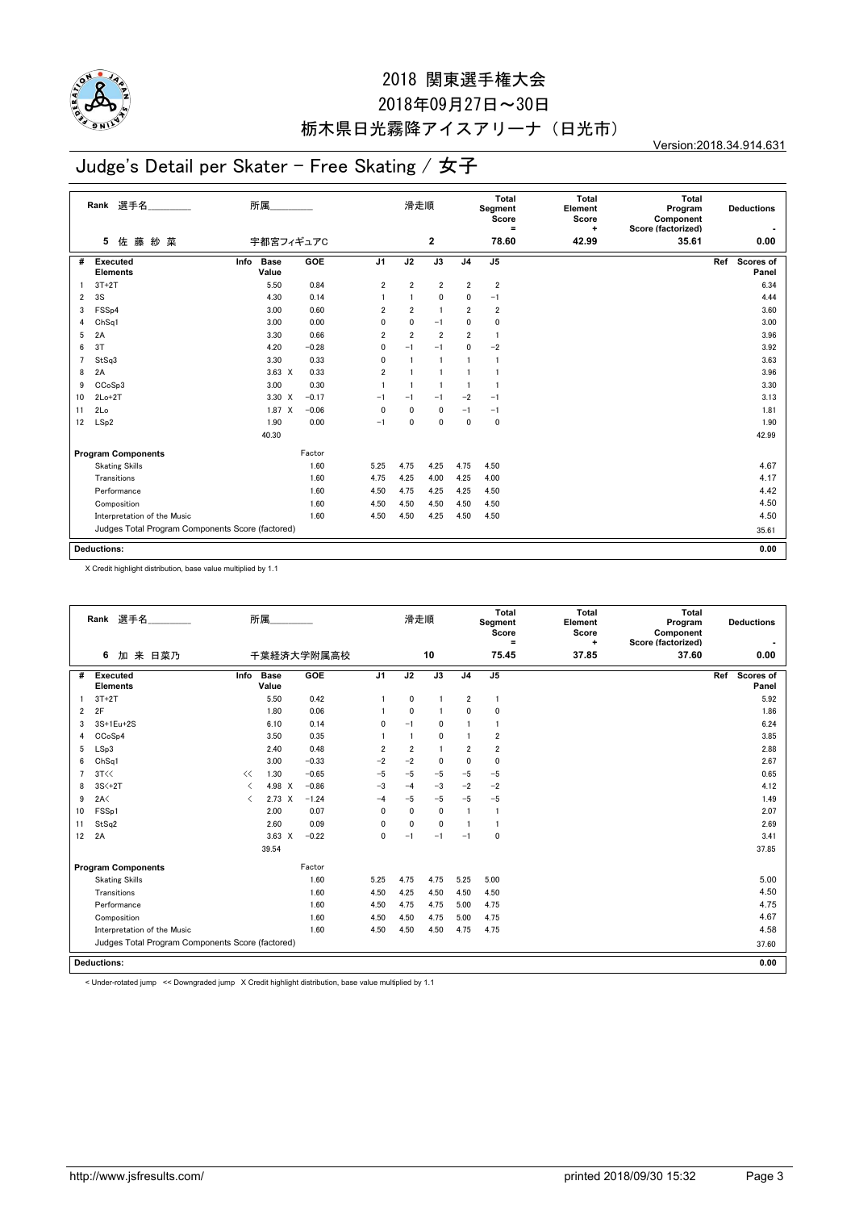# 2018 関東選手権大会

2018年09月27日～30日

栃木県日光霧降アイスアリーナ（日光市）

Version:2018.34.914.631

## Judge's Detail per Skater - Free Skating / 女子

| Rank | 選手名 | 所属 | 滑走順 | Total Segment Score = | Total Element Score + | Total Program Component Score (factorized) | Deductions - |
|---|---|---|---|---|---|---|---|
| 5 | 佐 藤 紗 菜 | 宇都宮フィギュアC | 2 | 78.60 | 42.99 | 35.61 | 0.00 |

| # | Executed Elements | Info | Base Value | GOE | J1 | J2 | J3 | J4 | J5 | Ref | Scores of Panel |
|---|---|---|---|---|---|---|---|---|---|---|---|
| 1 | 3T+2T | | 5.50 | 0.84 | 2 | 2 | 2 | 2 | 2 | | 6.34 |
| 2 | 3S | | 4.30 | 0.14 | 1 | 1 | 0 | 0 | −1 | | 4.44 |
| 3 | FSSp4 | | 3.00 | 0.60 | 2 | 2 | 1 | 2 | 2 | | 3.60 |
| 4 | ChSq1 | | 3.00 | 0.00 | 0 | 0 | −1 | 0 | 0 | | 3.00 |
| 5 | 2A | | 3.30 | 0.66 | 2 | 2 | 2 | 2 | 1 | | 3.96 |
| 6 | 3T | | 4.20 | −0.28 | 0 | −1 | −1 | 0 | −2 | | 3.92 |
| 7 | StSq3 | | 3.30 | 0.33 | 0 | 1 | 1 | 1 | 1 | | 3.63 |
| 8 | 2A | | 3.63 X | 0.33 | 2 | 1 | 1 | 1 | 1 | | 3.96 |
| 9 | CCoSp3 | | 3.00 | 0.30 | 1 | 1 | 1 | 1 | 1 | | 3.30 |
| 10 | 2Lo+2T | | 3.30 X | −0.17 | −1 | −1 | −1 | −2 | −1 | | 3.13 |
| 11 | 2Lo | | 1.87 X | −0.06 | 0 | 0 | 0 | −1 | −1 | | 1.81 |
| 12 | LSp2 | | 1.90 | 0.00 | −1 | 0 | 0 | 0 | 0 | | 1.90 |
| | | | 40.30 | | | | | | | | 42.99 |

| Program Components | Factor | J1 | J2 | J3 | J4 | J5 | Scores of Panel |
|---|---|---|---|---|---|---|---|
| Skating Skills | 1.60 | 5.25 | 4.75 | 4.25 | 4.75 | 4.50 | 4.67 |
| Transitions | 1.60 | 4.75 | 4.25 | 4.00 | 4.25 | 4.00 | 4.17 |
| Performance | 1.60 | 4.50 | 4.75 | 4.25 | 4.25 | 4.50 | 4.42 |
| Composition | 1.60 | 4.50 | 4.50 | 4.50 | 4.50 | 4.50 | 4.50 |
| Interpretation of the Music | 1.60 | 4.50 | 4.50 | 4.25 | 4.50 | 4.50 | 4.50 |
| Judges Total Program Components Score (factored) | | | | | | | 35.61 |

**Deductions:** 0.00

X Credit highlight distribution, base value multiplied by 1.1

| Rank | 選手名 | 所属 | 滑走順 | Total Segment Score = | Total Element Score + | Total Program Component Score (factorized) | Deductions - |
|---|---|---|---|---|---|---|---|
| 6 | 加 来 日菜乃 | 千葉経済大学附属高校 | 10 | 75.45 | 37.85 | 37.60 | 0.00 |

| # | Executed Elements | Info | Base Value | GOE | J1 | J2 | J3 | J4 | J5 | Ref | Scores of Panel |
|---|---|---|---|---|---|---|---|---|---|---|---|
| 1 | 3T+2T | | 5.50 | 0.42 | 1 | 0 | 1 | 2 | 1 | | 5.92 |
| 2 | 2F | | 1.80 | 0.06 | 1 | 0 | 1 | 0 | 0 | | 1.86 |
| 3 | 3S+1Eu+2S | | 6.10 | 0.14 | 0 | −1 | 0 | 1 | 1 | | 6.24 |
| 4 | CCoSp4 | | 3.50 | 0.35 | 1 | 1 | 0 | 1 | 2 | | 3.85 |
| 5 | LSp3 | | 2.40 | 0.48 | 2 | 2 | 1 | 2 | 2 | | 2.88 |
| 6 | ChSq1 | | 3.00 | −0.33 | −2 | −2 | 0 | 0 | 0 | | 2.67 |
| 7 | 3T<< | << | 1.30 | −0.65 | −5 | −5 | −5 | −5 | −5 | | 0.65 |
| 8 | 3S<+2T | < | 4.98 X | −0.86 | −3 | −4 | −3 | −2 | −2 | | 4.12 |
| 9 | 2A< | < | 2.73 X | −1.24 | −4 | −5 | −5 | −5 | −5 | | 1.49 |
| 10 | FSSp1 | | 2.00 | 0.07 | 0 | 0 | 0 | 1 | 1 | | 2.07 |
| 11 | StSq2 | | 2.60 | 0.09 | 0 | 0 | 0 | 1 | 1 | | 2.69 |
| 12 | 2A | | 3.63 X | −0.22 | 0 | −1 | −1 | −1 | 0 | | 3.41 |
| | | | 39.54 | | | | | | | | 37.85 |

| Program Components | Factor | J1 | J2 | J3 | J4 | J5 | Scores of Panel |
|---|---|---|---|---|---|---|---|
| Skating Skills | 1.60 | 5.25 | 4.75 | 4.75 | 5.25 | 5.00 | 5.00 |
| Transitions | 1.60 | 4.50 | 4.25 | 4.50 | 4.50 | 4.50 | 4.50 |
| Performance | 1.60 | 4.50 | 4.75 | 4.75 | 5.00 | 4.75 | 4.75 |
| Composition | 1.60 | 4.50 | 4.50 | 4.75 | 5.00 | 4.75 | 4.67 |
| Interpretation of the Music | 1.60 | 4.50 | 4.50 | 4.50 | 4.75 | 4.75 | 4.58 |
| Judges Total Program Components Score (factored) | | | | | | | 37.60 |

**Deductions:** 0.00

< Under-rotated jump << Downgraded jump X Credit highlight distribution, base value multiplied by 1.1

http://www.jsfresults.com/ printed 2018/09/30 15:32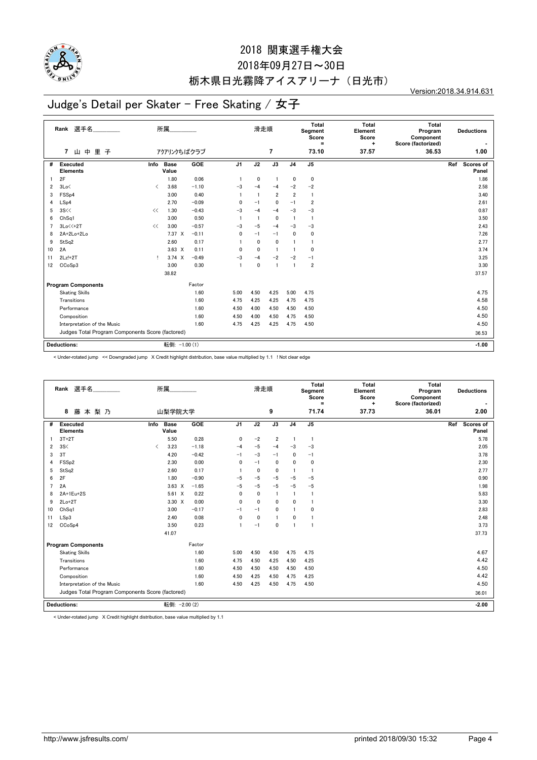# 2018 関東選手権大会

2018年09月27日～30日

栃木県日光霧降アイスアリーナ（日光市）

Version:2018.34.914.631

## Judge's Detail per Skater - Free Skating / 女子

| Rank | 選手名 | 所属 | 滑走順 | Total Segment Score = | Total Element Score + | Total Program Component Score (factorized) | Deductions - |
|---|---|---|---|---|---|---|---|
| 7 | 山中里子 | アクアリンクちばクラブ | 7 | 73.10 | 37.57 | 36.53 | 1.00 |

| # | Executed Elements | Info | Base Value | | GOE | J1 | J2 | J3 | J4 | J5 | Ref | Scores of Panel |
|---|---|---|---|---|---|---|---|---|---|---|---|---|
| 1 | 2F | | 1.80 | | 0.06 | 1 | 0 | 1 | 0 | 0 | | 1.86 |
| 2 | 3Lo< | < | 3.68 | | -1.10 | -3 | -4 | -4 | -2 | -2 | | 2.58 |
| 3 | FSSp4 | | 3.00 | | 0.40 | 1 | 1 | 2 | 2 | 1 | | 3.40 |
| 4 | LSp4 | | 2.70 | | -0.09 | 0 | -1 | 0 | -1 | 2 | | 2.61 |
| 5 | 3S<< | << | 1.30 | | -0.43 | -3 | -4 | -4 | -3 | -3 | | 0.87 |
| 6 | ChSq1 | | 3.00 | | 0.50 | 1 | 1 | 0 | 1 | 1 | | 3.50 |
| 7 | 3Lo<<+2T | << | 3.00 | | -0.57 | -3 | -5 | -4 | -3 | -3 | | 2.43 |
| 8 | 2A+2Lo+2Lo | | 7.37 | X | -0.11 | 0 | -1 | -1 | 0 | 0 | | 7.26 |
| 9 | StSq2 | | 2.60 | | 0.17 | 1 | 0 | 0 | 1 | 1 | | 2.77 |
| 10 | 2A | | 3.63 | X | 0.11 | 0 | 0 | 1 | 1 | 0 | | 3.74 |
| 11 | 2Lz!+2T | ! | 3.74 | X | -0.49 | -3 | -4 | -2 | -2 | -1 | | 3.25 |
| 12 | CCoSp3 | | 3.00 | | 0.30 | 1 | 0 | 1 | 1 | 2 | | 3.30 |
| | | | 38.82 | | | | | | | | | 37.57 |
| | **Program Components** | | | | Factor | | | | | | | |
| | Skating Skills | | | | 1.60 | 5.00 | 4.50 | 4.25 | 5.00 | 4.75 | | 4.75 |
| | Transitions | | | | 1.60 | 4.75 | 4.25 | 4.25 | 4.75 | 4.75 | | 4.58 |
| | Performance | | | | 1.60 | 4.50 | 4.00 | 4.50 | 4.50 | 4.50 | | 4.50 |
| | Composition | | | | 1.60 | 4.50 | 4.00 | 4.50 | 4.75 | 4.50 | | 4.50 |
| | Interpretation of the Music | | | | 1.60 | 4.75 | 4.25 | 4.25 | 4.75 | 4.50 | | 4.50 |
| | Judges Total Program Components Score (factored) | | | | | | | | | | | 36.53 |
| | **Deductions:** | | 転倒: -1.00 (1) | | | | | | | | | -1.00 |

< Under-rotated jump << Downgraded jump X Credit highlight distribution, base value multiplied by 1.1 ! Not clear edge

| Rank | 選手名 | 所属 | 滑走順 | Total Segment Score = | Total Element Score + | Total Program Component Score (factorized) | Deductions - |
|---|---|---|---|---|---|---|---|
| 8 | 藤本梨乃 | 山梨学院大学 | 9 | 71.74 | 37.73 | 36.01 | 2.00 |

| # | Executed Elements | Info | Base Value | | GOE | J1 | J2 | J3 | J4 | J5 | Ref | Scores of Panel |
|---|---|---|---|---|---|---|---|---|---|---|---|---|
| 1 | 3T+2T | | 5.50 | | 0.28 | 0 | -2 | 2 | 1 | 1 | | 5.78 |
| 2 | 3S< | < | 3.23 | | -1.18 | -4 | -5 | -4 | -3 | -3 | | 2.05 |
| 3 | 3T | | 4.20 | | -0.42 | -1 | -3 | -1 | 0 | -1 | | 3.78 |
| 4 | FSSp2 | | 2.30 | | 0.00 | 0 | -1 | 0 | 0 | 0 | | 2.30 |
| 5 | StSq2 | | 2.60 | | 0.17 | 1 | 0 | 0 | 1 | 1 | | 2.77 |
| 6 | 2F | | 1.80 | | -0.90 | -5 | -5 | -5 | -5 | -5 | | 0.90 |
| 7 | 2A | | 3.63 | X | -1.65 | -5 | -5 | -5 | -5 | -5 | | 1.98 |
| 8 | 2A+1Eu+2S | | 5.61 | X | 0.22 | 0 | 0 | 1 | 1 | 1 | | 5.83 |
| 9 | 2Lo+2T | | 3.30 | X | 0.00 | 0 | 0 | 0 | 0 | 1 | | 3.30 |
| 10 | ChSq1 | | 3.00 | | -0.17 | -1 | -1 | 0 | 1 | 0 | | 2.83 |
| 11 | LSp3 | | 2.40 | | 0.08 | 0 | 0 | 1 | 0 | 1 | | 2.48 |
| 12 | CCoSp4 | | 3.50 | | 0.23 | 1 | -1 | 0 | 1 | 1 | | 3.73 |
| | | | 41.07 | | | | | | | | | 37.73 |
| | **Program Components** | | | | Factor | | | | | | | |
| | Skating Skills | | | | 1.60 | 5.00 | 4.50 | 4.50 | 4.75 | 4.75 | | 4.67 |
| | Transitions | | | | 1.60 | 4.75 | 4.50 | 4.25 | 4.50 | 4.25 | | 4.42 |
| | Performance | | | | 1.60 | 4.50 | 4.50 | 4.50 | 4.50 | 4.50 | | 4.50 |
| | Composition | | | | 1.60 | 4.50 | 4.25 | 4.50 | 4.75 | 4.25 | | 4.42 |
| | Interpretation of the Music | | | | 1.60 | 4.50 | 4.25 | 4.50 | 4.75 | 4.50 | | 4.50 |
| | Judges Total Program Components Score (factored) | | | | | | | | | | | 36.01 |
| | **Deductions:** | | 転倒: -2.00 (2) | | | | | | | | | -2.00 |

< Under-rotated jump X Credit highlight distribution, base value multiplied by 1.1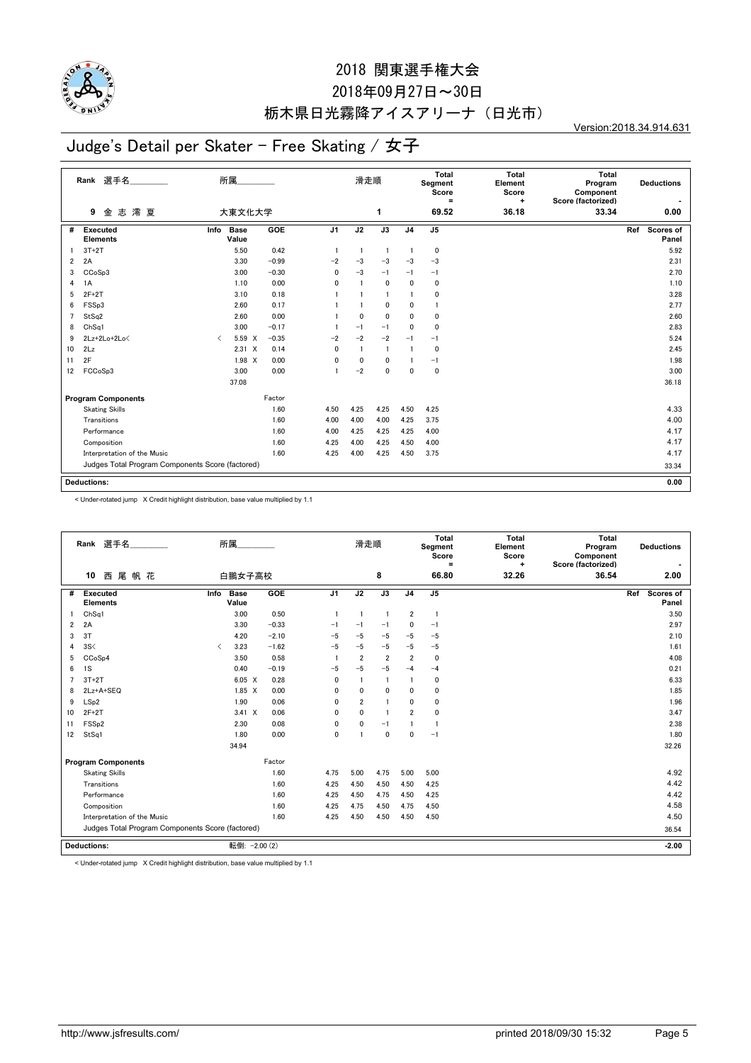# 2018 関東選手権大会

2018年09月27日～30日

栃木県日光霧降アイスアリーナ（日光市）

Version:2018.34.914.631

## Judge's Detail per Skater - Free Skating / 女子

| Rank | 選手名 | 所属 | 滑走順 | Total Segment Score = | Total Element Score + | Total Program Component Score (factorized) | Deductions - |
|---|---|---|---|---|---|---|---|
| 9 | 金 志 澪 夏 | 大東文化大学 | 1 | 69.52 | 36.18 | 33.34 | 0.00 |

| # | Executed Elements | Info | Base Value | GOE | J1 | J2 | J3 | J4 | J5 | Ref | Scores of Panel |
|---|---|---|---|---|---|---|---|---|---|---|---|
| 1 | 3T+2T | | 5.50 | 0.42 | 1 | 1 | 1 | 1 | 0 | | 5.92 |
| 2 | 2A | | 3.30 | −0.99 | −2 | −3 | −3 | −3 | −3 | | 2.31 |
| 3 | CCoSp3 | | 3.00 | −0.30 | 0 | −3 | −1 | −1 | −1 | | 2.70 |
| 4 | 1A | | 1.10 | 0.00 | 0 | 1 | 0 | 0 | 0 | | 1.10 |
| 5 | 2F+2T | | 3.10 | 0.18 | 1 | 1 | 1 | 1 | 0 | | 3.28 |
| 6 | FSSp3 | | 2.60 | 0.17 | 1 | 1 | 0 | 0 | 1 | | 2.77 |
| 7 | StSq2 | | 2.60 | 0.00 | 1 | 0 | 0 | 0 | 0 | | 2.60 |
| 8 | ChSq1 | | 3.00 | −0.17 | 1 | −1 | −1 | 0 | 0 | | 2.83 |
| 9 | 2Lz+2Lo+2Lo< | < | 5.59 X | −0.35 | −2 | −2 | −2 | −1 | −1 | | 5.24 |
| 10 | 2Lz | | 2.31 X | 0.14 | 0 | 1 | 1 | 1 | 0 | | 2.45 |
| 11 | 2F | | 1.98 X | 0.00 | 0 | 0 | 0 | 1 | −1 | | 1.98 |
| 12 | FCCoSp3 | | 3.00 | 0.00 | 1 | −2 | 0 | 0 | 0 | | 3.00 |
| | | | 37.08 | | | | | | | | 36.18 |

| Program Components | Factor | J1 | J2 | J3 | J4 | J5 | Scores of Panel |
|---|---|---|---|---|---|---|---|
| Skating Skills | 1.60 | 4.50 | 4.25 | 4.25 | 4.50 | 4.25 | 4.33 |
| Transitions | 1.60 | 4.00 | 4.00 | 4.00 | 4.25 | 3.75 | 4.00 |
| Performance | 1.60 | 4.00 | 4.25 | 4.25 | 4.25 | 4.00 | 4.17 |
| Composition | 1.60 | 4.25 | 4.00 | 4.25 | 4.50 | 4.00 | 4.17 |
| Interpretation of the Music | 1.60 | 4.25 | 4.00 | 4.25 | 4.50 | 3.75 | 4.17 |
| Judges Total Program Components Score (factored) | | | | | | | 33.34 |

Deductions: 0.00

< Under-rotated jump X Credit highlight distribution, base value multiplied by 1.1

| Rank | 選手名 | 所属 | 滑走順 | Total Segment Score = | Total Element Score + | Total Program Component Score (factorized) | Deductions - |
|---|---|---|---|---|---|---|---|
| 10 | 西 尾 帆 花 | 白鵬女子高校 | 8 | 66.80 | 32.26 | 36.54 | 2.00 |

| # | Executed Elements | Info | Base Value | GOE | J1 | J2 | J3 | J4 | J5 | Ref | Scores of Panel |
|---|---|---|---|---|---|---|---|---|---|---|---|
| 1 | ChSq1 | | 3.00 | 0.50 | 1 | 1 | 1 | 2 | 1 | | 3.50 |
| 2 | 2A | | 3.30 | −0.33 | −1 | −1 | −1 | 0 | −1 | | 2.97 |
| 3 | 3T | | 4.20 | −2.10 | −5 | −5 | −5 | −5 | −5 | | 2.10 |
| 4 | 3S< | < | 3.23 | −1.62 | −5 | −5 | −5 | −5 | −5 | | 1.61 |
| 5 | CCoSp4 | | 3.50 | 0.58 | 1 | 2 | 2 | 2 | 0 | | 4.08 |
| 6 | 1S | | 0.40 | −0.19 | −5 | −5 | −5 | −4 | −4 | | 0.21 |
| 7 | 3T+2T | | 6.05 X | 0.28 | 0 | 1 | 1 | 1 | 0 | | 6.33 |
| 8 | 2Lz+A+SEQ | | 1.85 X | 0.00 | 0 | 0 | 0 | 0 | 0 | | 1.85 |
| 9 | LSp2 | | 1.90 | 0.06 | 0 | 2 | 1 | 0 | 0 | | 1.96 |
| 10 | 2F+2T | | 3.41 X | 0.06 | 0 | 0 | 1 | 2 | 0 | | 3.47 |
| 11 | FSSp2 | | 2.30 | 0.08 | 0 | 0 | −1 | 1 | 1 | | 2.38 |
| 12 | StSq1 | | 1.80 | 0.00 | 0 | 1 | 0 | 0 | −1 | | 1.80 |
| | | | 34.94 | | | | | | | | 32.26 |

| Program Components | Factor | J1 | J2 | J3 | J4 | J5 | Scores of Panel |
|---|---|---|---|---|---|---|---|
| Skating Skills | 1.60 | 4.75 | 5.00 | 4.75 | 5.00 | 5.00 | 4.92 |
| Transitions | 1.60 | 4.25 | 4.50 | 4.50 | 4.50 | 4.25 | 4.42 |
| Performance | 1.60 | 4.25 | 4.50 | 4.75 | 4.50 | 4.25 | 4.42 |
| Composition | 1.60 | 4.25 | 4.75 | 4.50 | 4.75 | 4.50 | 4.58 |
| Interpretation of the Music | 1.60 | 4.25 | 4.50 | 4.50 | 4.50 | 4.50 | 4.50 |
| Judges Total Program Components Score (factored) | | | | | | | 36.54 |

Deductions: 転倒: −2.00 (2) -2.00

< Under-rotated jump X Credit highlight distribution, base value multiplied by 1.1

http://www.jsfresults.com/ printed 2018/09/30 15:32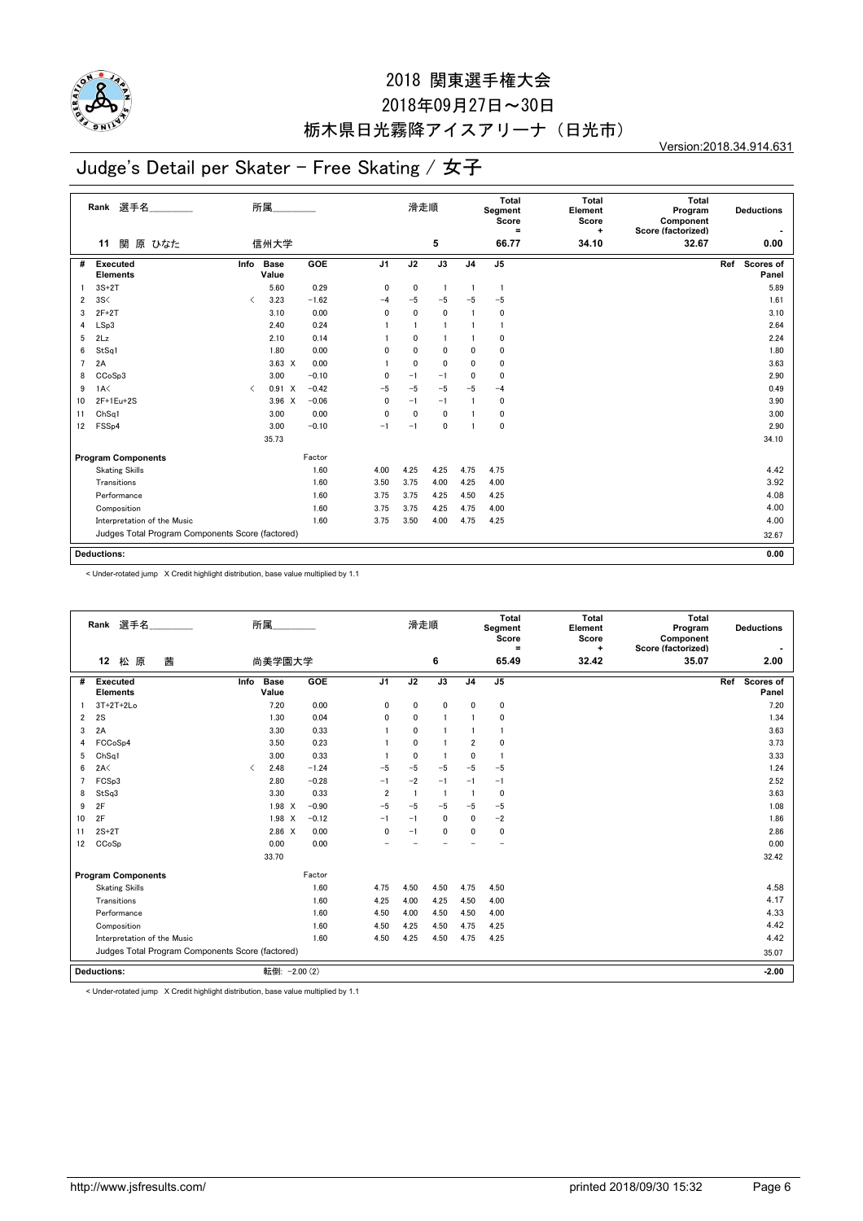# 2018 関東選手権大会

2018年09月27日～30日

栃木県日光霧降アイスアリーナ（日光市）

Version:2018.34.914.631

## Judge's Detail per Skater - Free Skating / 女子

| Rank | 選手名 | 所属 | 滑走順 | Total Segment Score = | Total Element Score + | Total Program Component Score (factorized) | Deductions - |
|---|---|---|---|---|---|---|---|
| 11 | 関 原 ひなた | 信州大学 | 5 | 66.77 | 34.10 | 32.67 | 0.00 |

| # | Executed Elements | Info | Base Value | | GOE | J1 | J2 | J3 | J4 | J5 | Ref | Scores of Panel |
|---|---|---|---|---|---|---|---|---|---|---|---|---|
| 1 | 3S+2T | | 5.60 | | 0.29 | 0 | 0 | 1 | 1 | 1 | | 5.89 |
| 2 | 3S< | < | 3.23 | | −1.62 | −4 | −5 | −5 | −5 | −5 | | 1.61 |
| 3 | 2F+2T | | 3.10 | | 0.00 | 0 | 0 | 0 | 1 | 0 | | 3.10 |
| 4 | LSp3 | | 2.40 | | 0.24 | 1 | 1 | 1 | 1 | 1 | | 2.64 |
| 5 | 2Lz | | 2.10 | | 0.14 | 1 | 0 | 1 | 1 | 0 | | 2.24 |
| 6 | StSq1 | | 1.80 | | 0.00 | 0 | 0 | 0 | 0 | 0 | | 1.80 |
| 7 | 2A | | 3.63 | X | 0.00 | 1 | 0 | 0 | 0 | 0 | | 3.63 |
| 8 | CCoSp3 | | 3.00 | | −0.10 | 0 | −1 | −1 | 0 | 0 | | 2.90 |
| 9 | 1A< | < | 0.91 | X | −0.42 | −5 | −5 | −5 | −5 | −4 | | 0.49 |
| 10 | 2F+1Eu+2S | | 3.96 | X | −0.06 | 0 | −1 | −1 | 1 | 0 | | 3.90 |
| 11 | ChSq1 | | 3.00 | | 0.00 | 0 | 0 | 0 | 1 | 0 | | 3.00 |
| 12 | FSSp4 | | 3.00 | | −0.10 | −1 | −1 | 0 | 1 | 0 | | 2.90 |
| | | | 35.73 | | | | | | | | | 34.10 |

| Program Components | Factor | J1 | J2 | J3 | J4 | J5 | Scores of Panel |
|---|---|---|---|---|---|---|---|
| Skating Skills | 1.60 | 4.00 | 4.25 | 4.25 | 4.75 | 4.75 | 4.42 |
| Transitions | 1.60 | 3.50 | 3.75 | 4.00 | 4.25 | 4.00 | 3.92 |
| Performance | 1.60 | 3.75 | 3.75 | 4.25 | 4.50 | 4.25 | 4.08 |
| Composition | 1.60 | 3.75 | 3.75 | 4.25 | 4.75 | 4.00 | 4.00 |
| Interpretation of the Music | 1.60 | 3.75 | 3.50 | 4.00 | 4.75 | 4.25 | 4.00 |
| Judges Total Program Components Score (factored) | | | | | | | 32.67 |

**Deductions:** 0.00

< Under-rotated jump X Credit highlight distribution, base value multiplied by 1.1

| Rank | 選手名 | 所属 | 滑走順 | Total Segment Score = | Total Element Score + | Total Program Component Score (factorized) | Deductions - |
|---|---|---|---|---|---|---|---|
| 12 | 松 原 茜 | 尚美学園大学 | 6 | 65.49 | 32.42 | 35.07 | 2.00 |

| # | Executed Elements | Info | Base Value | | GOE | J1 | J2 | J3 | J4 | J5 | Ref | Scores of Panel |
|---|---|---|---|---|---|---|---|---|---|---|---|---|
| 1 | 3T+2T+2Lo | | 7.20 | | 0.00 | 0 | 0 | 0 | 0 | 0 | | 7.20 |
| 2 | 2S | | 1.30 | | 0.04 | 0 | 0 | 1 | 1 | 0 | | 1.34 |
| 3 | 2A | | 3.30 | | 0.33 | 1 | 0 | 1 | 1 | 1 | | 3.63 |
| 4 | FCCoSp4 | | 3.50 | | 0.23 | 1 | 0 | 1 | 2 | 0 | | 3.73 |
| 5 | ChSq1 | | 3.00 | | 0.33 | 1 | 0 | 1 | 0 | 1 | | 3.33 |
| 6 | 2A< | < | 2.48 | | −1.24 | −5 | −5 | −5 | −5 | −5 | | 1.24 |
| 7 | FCSp3 | | 2.80 | | −0.28 | −1 | −2 | −1 | −1 | −1 | | 2.52 |
| 8 | StSq3 | | 3.30 | | 0.33 | 2 | 1 | 1 | 1 | 0 | | 3.63 |
| 9 | 2F | | 1.98 | X | −0.90 | −5 | −5 | −5 | −5 | −5 | | 1.08 |
| 10 | 2F | | 1.98 | X | −0.12 | −1 | −1 | 0 | 0 | −2 | | 1.86 |
| 11 | 2S+2T | | 2.86 | X | 0.00 | 0 | −1 | 0 | 0 | 0 | | 2.86 |
| 12 | CCoSp | | 0.00 | | 0.00 | − | − | − | − | − | | 0.00 |
| | | | 33.70 | | | | | | | | | 32.42 |

| Program Components | Factor | J1 | J2 | J3 | J4 | J5 | Scores of Panel |
|---|---|---|---|---|---|---|---|
| Skating Skills | 1.60 | 4.75 | 4.50 | 4.50 | 4.75 | 4.50 | 4.58 |
| Transitions | 1.60 | 4.25 | 4.00 | 4.25 | 4.50 | 4.00 | 4.17 |
| Performance | 1.60 | 4.50 | 4.00 | 4.50 | 4.50 | 4.00 | 4.33 |
| Composition | 1.60 | 4.50 | 4.25 | 4.50 | 4.75 | 4.25 | 4.42 |
| Interpretation of the Music | 1.60 | 4.50 | 4.25 | 4.50 | 4.75 | 4.25 | 4.42 |
| Judges Total Program Components Score (factored) | | | | | | | 35.07 |

**Deductions:** 転倒: −2.00 (2) −2.00

< Under-rotated jump X Credit highlight distribution, base value multiplied by 1.1

http://www.jsfresults.com/ printed 2018/09/30 15:32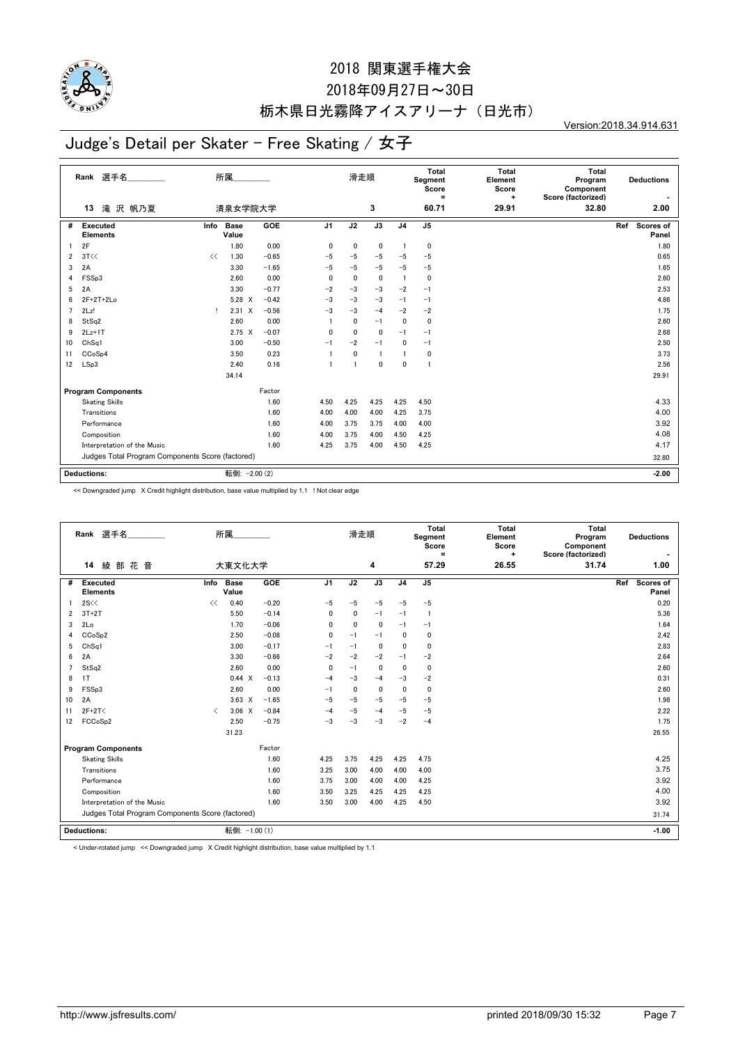# 2018 関東選手権大会

2018年09月27日～30日

栃木県日光霧降アイスアリーナ（日光市）

Version:2018.34.914.631

## Judge's Detail per Skater - Free Skating / 女子

| Rank | 選手名 | 所属 | 滑走順 | Total Segment Score = | Total Element Score + | Total Program Component Score (factorized) | Deductions - |
|---|---|---|---|---|---|---|---|
| 13 | 滝 沢 帆乃夏 | 清泉女学院大学 | 3 | 60.71 | 29.91 | 32.80 | 2.00 |

| # | Executed Elements | Info | Base Value | | GOE | J1 | J2 | J3 | J4 | J5 | Ref | Scores of Panel |
|---|---|---|---|---|---|---|---|---|---|---|---|---|
| 1 | 2F | | 1.80 | | 0.00 | 0 | 0 | 0 | 1 | 0 | | 1.80 |
| 2 | 3T<< | << | 1.30 | | −0.65 | −5 | −5 | −5 | −5 | −5 | | 0.65 |
| 3 | 2A | | 3.30 | | −1.65 | −5 | −5 | −5 | −5 | −5 | | 1.65 |
| 4 | FSSp3 | | 2.60 | | 0.00 | 0 | 0 | 0 | 1 | 0 | | 2.60 |
| 5 | 2A | | 3.30 | | −0.77 | −2 | −3 | −3 | −2 | −1 | | 2.53 |
| 6 | 2F+2T+2Lo | | 5.28 | X | −0.42 | −3 | −3 | −3 | −1 | −1 | | 4.86 |
| 7 | 2Lz! | ! | 2.31 | X | −0.56 | −3 | −3 | −4 | −2 | −2 | | 1.75 |
| 8 | StSq2 | | 2.60 | | 0.00 | 1 | 0 | −1 | 0 | 0 | | 2.60 |
| 9 | 2Lz+1T | | 2.75 | X | −0.07 | 0 | 0 | 0 | −1 | −1 | | 2.68 |
| 10 | ChSq1 | | 3.00 | | −0.50 | −1 | −2 | −1 | 0 | −1 | | 2.50 |
| 11 | CCoSp4 | | 3.50 | | 0.23 | 1 | 0 | 1 | 1 | 0 | | 3.73 |
| 12 | LSp3 | | 2.40 | | 0.16 | 1 | 1 | 0 | 0 | 1 | | 2.56 |
| | | | 34.14 | | | | | | | | | 29.91 |

| Program Components | Factor | J1 | J2 | J3 | J4 | J5 | Scores of Panel |
|---|---|---|---|---|---|---|---|
| Skating Skills | 1.60 | 4.50 | 4.25 | 4.25 | 4.25 | 4.50 | 4.33 |
| Transitions | 1.60 | 4.00 | 4.00 | 4.00 | 4.25 | 3.75 | 4.00 |
| Performance | 1.60 | 4.00 | 3.75 | 3.75 | 4.00 | 4.00 | 3.92 |
| Composition | 1.60 | 4.00 | 3.75 | 4.00 | 4.50 | 4.25 | 4.08 |
| Interpretation of the Music | 1.60 | 4.25 | 3.75 | 4.00 | 4.50 | 4.25 | 4.17 |
| Judges Total Program Components Score (factored) | | | | | | | 32.80 |

**Deductions:** 転倒: −2.00 (2) **−2.00**

<< Downgraded jump X Credit highlight distribution, base value multiplied by 1.1 ! Not clear edge

| Rank | 選手名 | 所属 | 滑走順 | Total Segment Score = | Total Element Score + | Total Program Component Score (factorized) | Deductions - |
|---|---|---|---|---|---|---|---|
| 14 | 綾 部 花 音 | 大東文化大学 | 4 | 57.29 | 26.55 | 31.74 | 1.00 |

| # | Executed Elements | Info | Base Value | | GOE | J1 | J2 | J3 | J4 | J5 | Ref | Scores of Panel |
|---|---|---|---|---|---|---|---|---|---|---|---|---|
| 1 | 2S<< | << | 0.40 | | −0.20 | −5 | −5 | −5 | −5 | −5 | | 0.20 |
| 2 | 3T+2T | | 5.50 | | −0.14 | 0 | 0 | −1 | −1 | 1 | | 5.36 |
| 3 | 2Lo | | 1.70 | | −0.06 | 0 | 0 | 0 | −1 | −1 | | 1.64 |
| 4 | CCoSp2 | | 2.50 | | −0.08 | 0 | −1 | −1 | 0 | 0 | | 2.42 |
| 5 | ChSq1 | | 3.00 | | −0.17 | −1 | −1 | 0 | 0 | 0 | | 2.83 |
| 6 | 2A | | 3.30 | | −0.66 | −2 | −2 | −2 | −1 | −2 | | 2.64 |
| 7 | StSq2 | | 2.60 | | 0.00 | 0 | −1 | 0 | 0 | 0 | | 2.60 |
| 8 | 1T | | 0.44 | X | −0.13 | −4 | −3 | −4 | −3 | −2 | | 0.31 |
| 9 | FSSp3 | | 2.60 | | 0.00 | −1 | 0 | 0 | 0 | 0 | | 2.60 |
| 10 | 2A | | 3.63 | X | −1.65 | −5 | −5 | −5 | −5 | −5 | | 1.98 |
| 11 | 2F+2T< | < | 3.06 | X | −0.84 | −4 | −5 | −4 | −5 | −5 | | 2.22 |
| 12 | FCCoSp2 | | 2.50 | | −0.75 | −3 | −3 | −3 | −2 | −4 | | 1.75 |
| | | | 31.23 | | | | | | | | | 26.55 |

| Program Components | Factor | J1 | J2 | J3 | J4 | J5 | Scores of Panel |
|---|---|---|---|---|---|---|---|
| Skating Skills | 1.60 | 4.25 | 3.75 | 4.25 | 4.25 | 4.75 | 4.25 |
| Transitions | 1.60 | 3.25 | 3.00 | 4.00 | 4.00 | 4.00 | 3.75 |
| Performance | 1.60 | 3.75 | 3.00 | 4.00 | 4.00 | 4.25 | 3.92 |
| Composition | 1.60 | 3.50 | 3.25 | 4.25 | 4.25 | 4.25 | 4.00 |
| Interpretation of the Music | 1.60 | 3.50 | 3.00 | 4.00 | 4.25 | 4.50 | 3.92 |
| Judges Total Program Components Score (factored) | | | | | | | 31.74 |

**Deductions:** 転倒: −1.00 (1) **−1.00**

< Under-rotated jump << Downgraded jump X Credit highlight distribution, base value multiplied by 1.1

http://www.jsfresults.com/ printed 2018/09/30 15:32